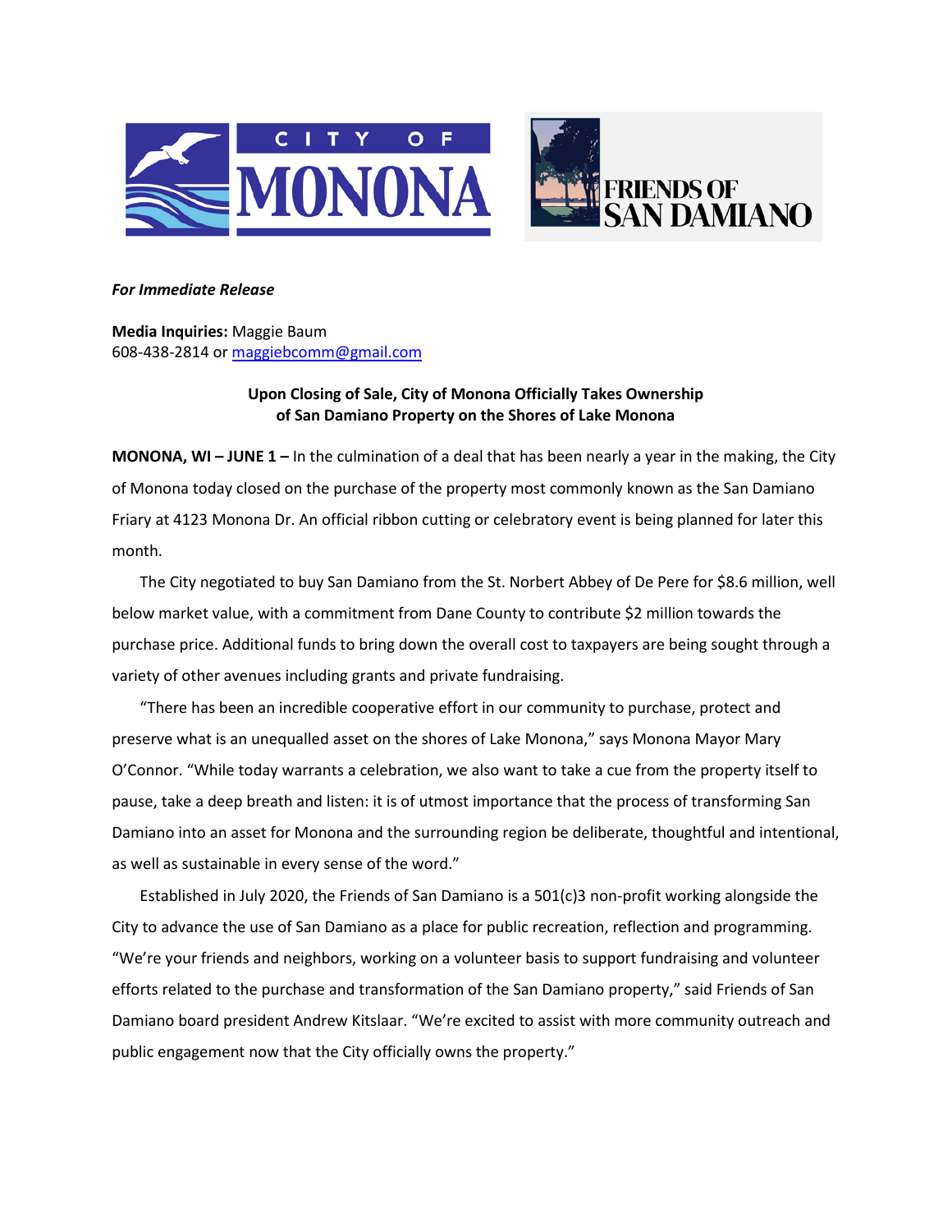*For Immediate Release*

**Media Inquiries:** Maggie Baum
608-438-2814 or [maggiebcomm@gmail.com](mailto:maggiebcomm@gmail.com)

**Upon Closing of Sale, City of Monona Officially Takes Ownership of San Damiano Property on the Shores of Lake Monona**

**MONONA, WI – JUNE 1 –** In the culmination of a deal that has been nearly a year in the making, the City of Monona today closed on the purchase of the property most commonly known as the San Damiano Friary at 4123 Monona Dr. An official ribbon cutting or celebratory event is being planned for later this month.

The City negotiated to buy San Damiano from the St. Norbert Abbey of De Pere for $8.6 million, well below market value, with a commitment from Dane County to contribute $2 million towards the purchase price. Additional funds to bring down the overall cost to taxpayers are being sought through a variety of other avenues including grants and private fundraising.

"There has been an incredible cooperative effort in our community to purchase, protect and preserve what is an unequalled asset on the shores of Lake Monona," says Monona Mayor Mary O'Connor. "While today warrants a celebration, we also want to take a cue from the property itself to pause, take a deep breath and listen: it is of utmost importance that the process of transforming San Damiano into an asset for Monona and the surrounding region be deliberate, thoughtful and intentional, as well as sustainable in every sense of the word."

Established in July 2020, the Friends of San Damiano is a 501(c)3 non-profit working alongside the City to advance the use of San Damiano as a place for public recreation, reflection and programming. "We're your friends and neighbors, working on a volunteer basis to support fundraising and volunteer efforts related to the purchase and transformation of the San Damiano property," said Friends of San Damiano board president Andrew Kitslaar. "We're excited to assist with more community outreach and public engagement now that the City officially owns the property."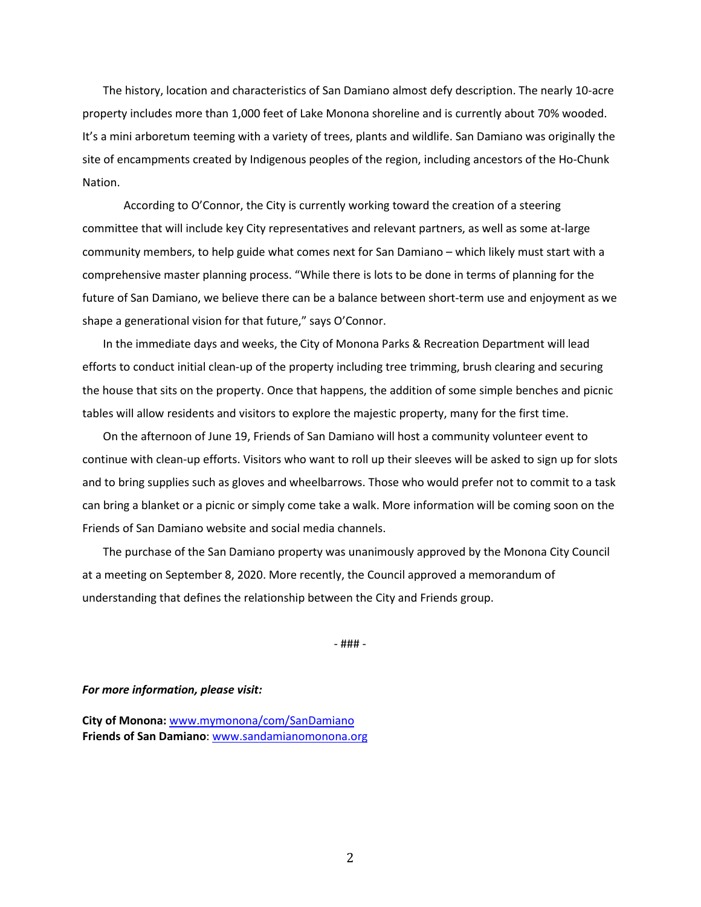The history, location and characteristics of San Damiano almost defy description. The nearly 10-acre property includes more than 1,000 feet of Lake Monona shoreline and is currently about 70% wooded. It's a mini arboretum teeming with a variety of trees, plants and wildlife. San Damiano was originally the site of encampments created by Indigenous peoples of the region, including ancestors of the Ho-Chunk Nation.

According to O'Connor, the City is currently working toward the creation of a steering committee that will include key City representatives and relevant partners, as well as some at-large community members, to help guide what comes next for San Damiano – which likely must start with a comprehensive master planning process. "While there is lots to be done in terms of planning for the future of San Damiano, we believe there can be a balance between short-term use and enjoyment as we shape a generational vision for that future," says O'Connor.

In the immediate days and weeks, the City of Monona Parks & Recreation Department will lead efforts to conduct initial clean-up of the property including tree trimming, brush clearing and securing the house that sits on the property. Once that happens, the addition of some simple benches and picnic tables will allow residents and visitors to explore the majestic property, many for the first time.

On the afternoon of June 19, Friends of San Damiano will host a community volunteer event to continue with clean-up efforts. Visitors who want to roll up their sleeves will be asked to sign up for slots and to bring supplies such as gloves and wheelbarrows. Those who would prefer not to commit to a task can bring a blanket or a picnic or simply come take a walk. More information will be coming soon on the Friends of San Damiano website and social media channels.

The purchase of the San Damiano property was unanimously approved by the Monona City Council at a meeting on September 8, 2020. More recently, the Council approved a memorandum of understanding that defines the relationship between the City and Friends group.

- ### -

***For more information, please visit:***

**City of Monona:** www.mymonona/com/SanDamiano
**Friends of San Damiano**: www.sandamianomonona.org